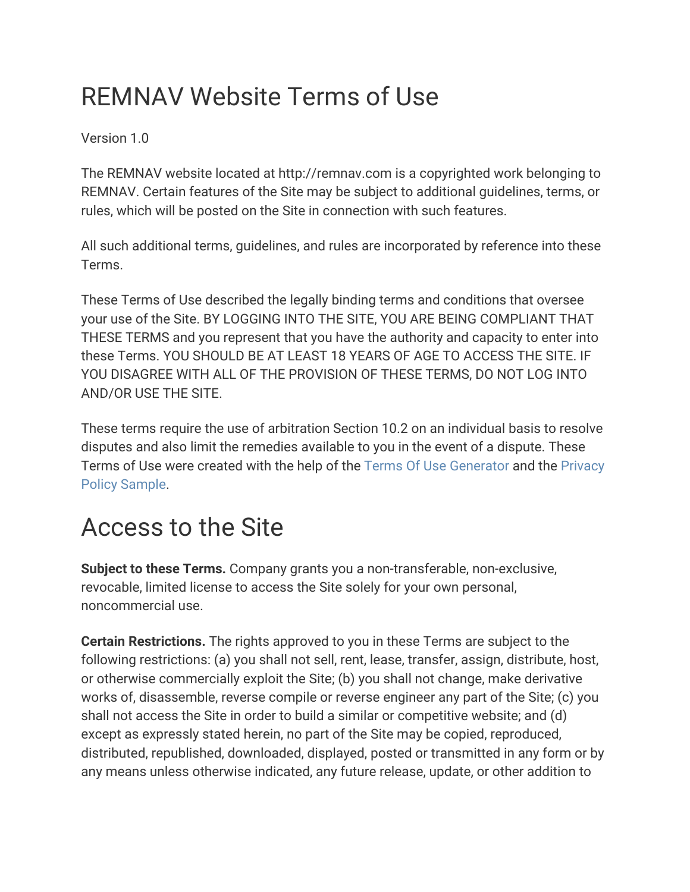# REMNAV Website Terms of Use

Version 1.0

The REMNAV website located at http://remnav.com is a copyrighted work belonging to REMNAV. Certain features of the Site may be subject to additional guidelines, terms, or rules, which will be posted on the Site in connection with such features.

All such additional terms, guidelines, and rules are incorporated by reference into these Terms.

These Terms of Use described the legally binding terms and conditions that oversee your use of the Site. BY LOGGING INTO THE SITE, YOU ARE BEING COMPLIANT THAT THESE TERMS and you represent that you have the authority and capacity to enter into these Terms. YOU SHOULD BE AT LEAST 18 YEARS OF AGE TO ACCESS THE SITE. IF YOU DISAGREE WITH ALL OF THE PROVISION OF THESE TERMS, DO NOT LOG INTO AND/OR USE THE SITE.

These terms require the use of arbitration Section 10.2 on an individual basis to resolve disputes and also limit the remedies available to you in the event of a dispute. These Terms of Use were created with the help of the Terms Of Use Generator and the Privacy Policy Sample.

# Access to the Site

**Subject to these Terms.** Company grants you a non-transferable, non-exclusive, revocable, limited license to access the Site solely for your own personal, noncommercial use.

**Certain Restrictions.** The rights approved to you in these Terms are subject to the following restrictions: (a) you shall not sell, rent, lease, transfer, assign, distribute, host, or otherwise commercially exploit the Site; (b) you shall not change, make derivative works of, disassemble, reverse compile or reverse engineer any part of the Site; (c) you shall not access the Site in order to build a similar or competitive website; and (d) except as expressly stated herein, no part of the Site may be copied, reproduced, distributed, republished, downloaded, displayed, posted or transmitted in any form or by any means unless otherwise indicated, any future release, update, or other addition to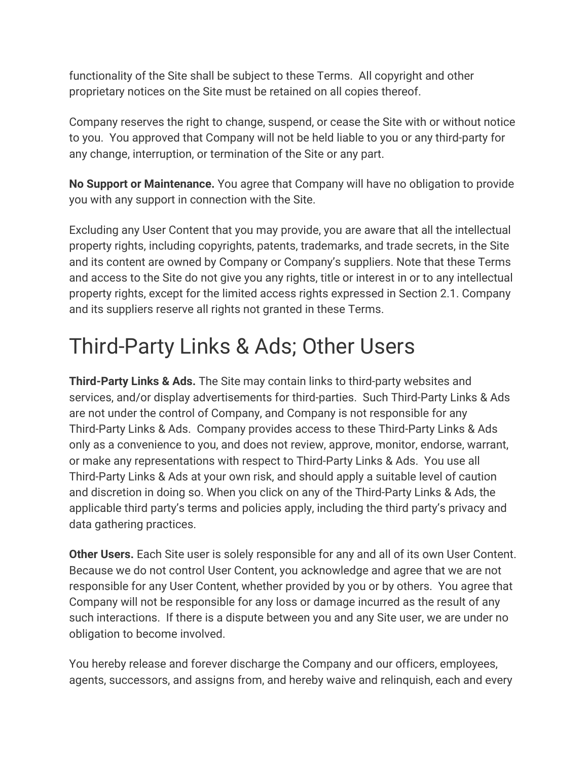functionality of the Site shall be subject to these Terms.  All copyright and other proprietary notices on the Site must be retained on all copies thereof.

Company reserves the right to change, suspend, or cease the Site with or without notice to you.  You approved that Company will not be held liable to you or any third-party for any change, interruption, or termination of the Site or any part.

**No Support or Maintenance.** You agree that Company will have no obligation to provide you with any support in connection with the Site.

Excluding any User Content that you may provide, you are aware that all the intellectual property rights, including copyrights, patents, trademarks, and trade secrets, in the Site and its content are owned by Company or Company's suppliers. Note that these Terms and access to the Site do not give you any rights, title or interest in or to any intellectual property rights, except for the limited access rights expressed in Section 2.1. Company and its suppliers reserve all rights not granted in these Terms.

# Third-Party Links & Ads; Other Users

**Third-Party Links & Ads.** The Site may contain links to third-party websites and services, and/or display advertisements for third-parties.  Such Third-Party Links & Ads are not under the control of Company, and Company is not responsible for any Third-Party Links & Ads.  Company provides access to these Third-Party Links & Ads only as a convenience to you, and does not review, approve, monitor, endorse, warrant, or make any representations with respect to Third-Party Links & Ads.  You use all Third-Party Links & Ads at your own risk, and should apply a suitable level of caution and discretion in doing so. When you click on any of the Third-Party Links & Ads, the applicable third party's terms and policies apply, including the third party's privacy and data gathering practices.

**Other Users.** Each Site user is solely responsible for any and all of its own User Content. Because we do not control User Content, you acknowledge and agree that we are not responsible for any User Content, whether provided by you or by others.  You agree that Company will not be responsible for any loss or damage incurred as the result of any such interactions.  If there is a dispute between you and any Site user, we are under no obligation to become involved.

You hereby release and forever discharge the Company and our officers, employees, agents, successors, and assigns from, and hereby waive and relinquish, each and every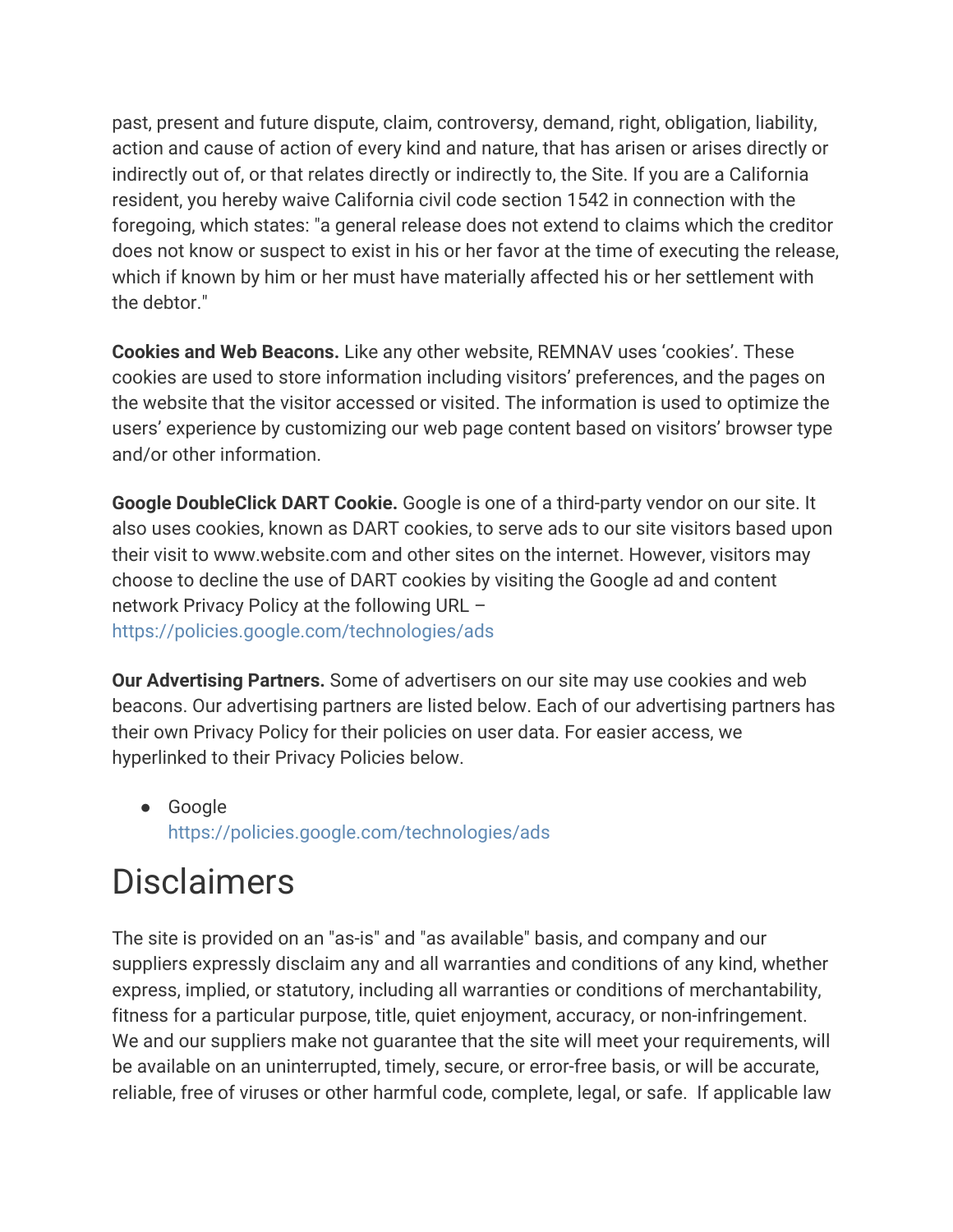past, present and future dispute, claim, controversy, demand, right, obligation, liability, action and cause of action of every kind and nature, that has arisen or arises directly or indirectly out of, or that relates directly or indirectly to, the Site. If you are a California resident, you hereby waive California civil code section 1542 in connection with the foregoing, which states: "a general release does not extend to claims which the creditor does not know or suspect to exist in his or her favor at the time of executing the release, which if known by him or her must have materially affected his or her settlement with the debtor."

**Cookies and Web Beacons.** Like any other website, REMNAV uses 'cookies'. These cookies are used to store information including visitors' preferences, and the pages on the website that the visitor accessed or visited. The information is used to optimize the users' experience by customizing our web page content based on visitors' browser type and/or other information.

**Google DoubleClick DART Cookie.** Google is one of a third-party vendor on our site. It also uses cookies, known as DART cookies, to serve ads to our site visitors based upon their visit to www.website.com and other sites on the internet. However, visitors may choose to decline the use of DART cookies by visiting the Google ad and content network Privacy Policy at the following URL – https://policies.google.com/technologies/ads

**Our Advertising Partners.** Some of advertisers on our site may use cookies and web beacons. Our advertising partners are listed below. Each of our advertising partners has their own Privacy Policy for their policies on user data. For easier access, we hyperlinked to their Privacy Policies below.

- Google
  https://policies.google.com/technologies/ads

# Disclaimers

The site is provided on an "as-is" and "as available" basis, and company and our suppliers expressly disclaim any and all warranties and conditions of any kind, whether express, implied, or statutory, including all warranties or conditions of merchantability, fitness for a particular purpose, title, quiet enjoyment, accuracy, or non-infringement. We and our suppliers make not guarantee that the site will meet your requirements, will be available on an uninterrupted, timely, secure, or error-free basis, or will be accurate, reliable, free of viruses or other harmful code, complete, legal, or safe. If applicable law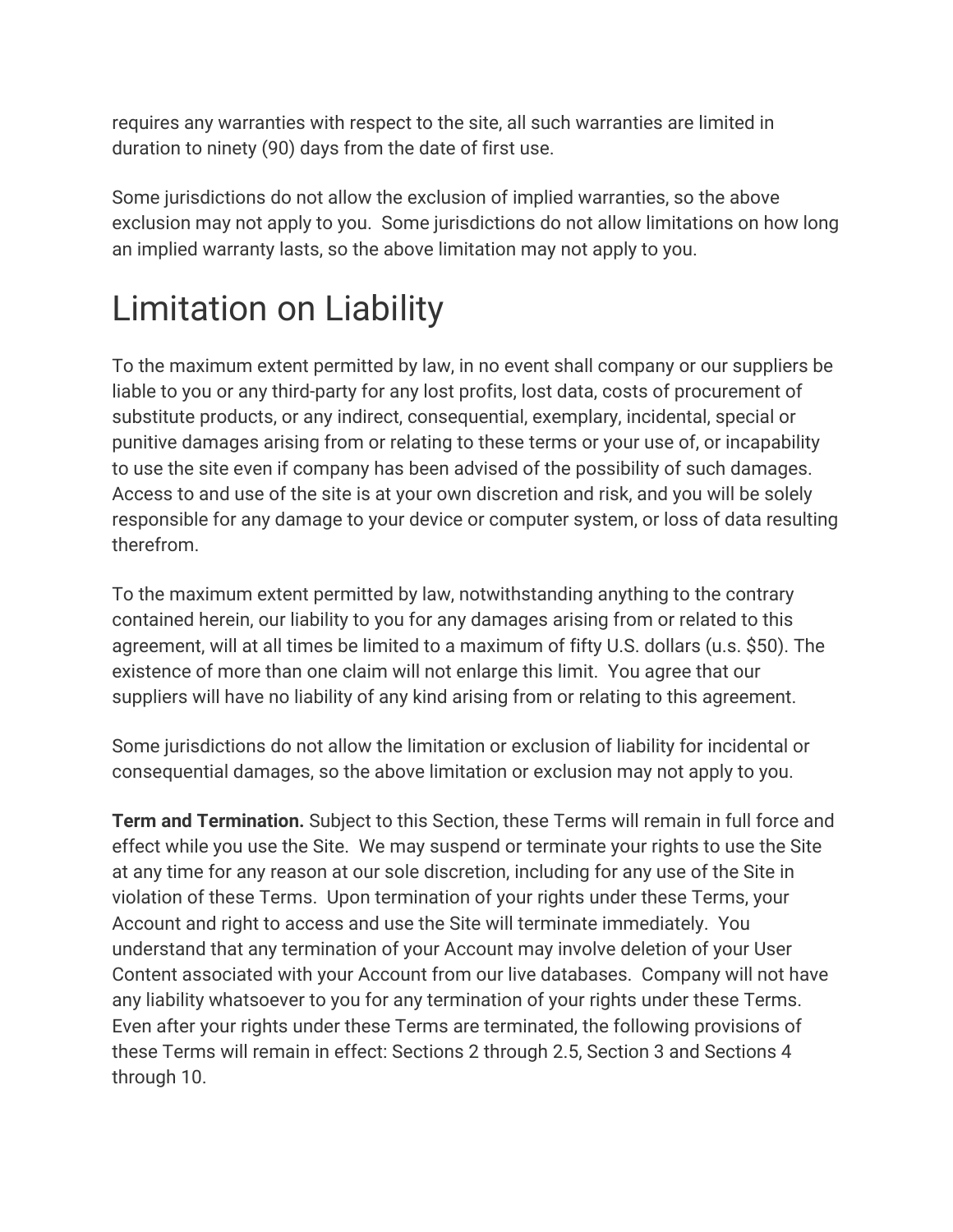requires any warranties with respect to the site, all such warranties are limited in duration to ninety (90) days from the date of first use.

Some jurisdictions do not allow the exclusion of implied warranties, so the above exclusion may not apply to you. Some jurisdictions do not allow limitations on how long an implied warranty lasts, so the above limitation may not apply to you.

# Limitation on Liability

To the maximum extent permitted by law, in no event shall company or our suppliers be liable to you or any third-party for any lost profits, lost data, costs of procurement of substitute products, or any indirect, consequential, exemplary, incidental, special or punitive damages arising from or relating to these terms or your use of, or incapability to use the site even if company has been advised of the possibility of such damages. Access to and use of the site is at your own discretion and risk, and you will be solely responsible for any damage to your device or computer system, or loss of data resulting therefrom.

To the maximum extent permitted by law, notwithstanding anything to the contrary contained herein, our liability to you for any damages arising from or related to this agreement, will at all times be limited to a maximum of fifty U.S. dollars (u.s. $50). The existence of more than one claim will not enlarge this limit. You agree that our suppliers will have no liability of any kind arising from or relating to this agreement.

Some jurisdictions do not allow the limitation or exclusion of liability for incidental or consequential damages, so the above limitation or exclusion may not apply to you.

**Term and Termination.** Subject to this Section, these Terms will remain in full force and effect while you use the Site. We may suspend or terminate your rights to use the Site at any time for any reason at our sole discretion, including for any use of the Site in violation of these Terms. Upon termination of your rights under these Terms, your Account and right to access and use the Site will terminate immediately. You understand that any termination of your Account may involve deletion of your User Content associated with your Account from our live databases. Company will not have any liability whatsoever to you for any termination of your rights under these Terms. Even after your rights under these Terms are terminated, the following provisions of these Terms will remain in effect: Sections 2 through 2.5, Section 3 and Sections 4 through 10.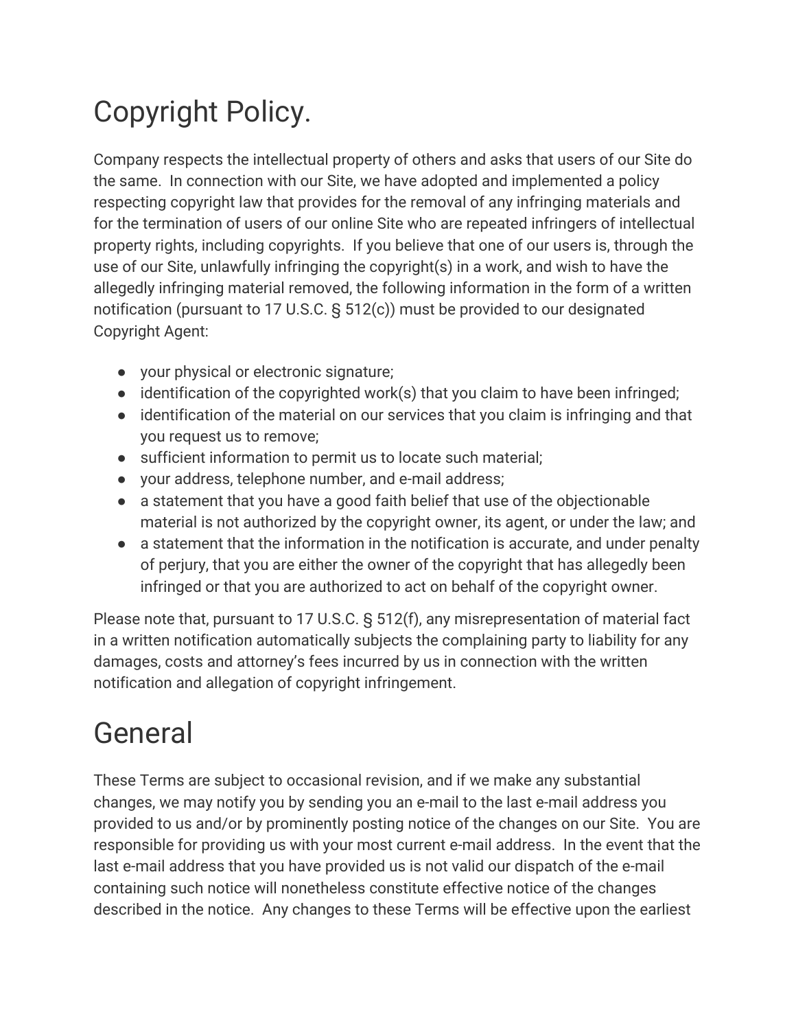# Copyright Policy.

Company respects the intellectual property of others and asks that users of our Site do the same. In connection with our Site, we have adopted and implemented a policy respecting copyright law that provides for the removal of any infringing materials and for the termination of users of our online Site who are repeated infringers of intellectual property rights, including copyrights. If you believe that one of our users is, through the use of our Site, unlawfully infringing the copyright(s) in a work, and wish to have the allegedly infringing material removed, the following information in the form of a written notification (pursuant to 17 U.S.C. § 512(c)) must be provided to our designated Copyright Agent:

- your physical or electronic signature;
- identification of the copyrighted work(s) that you claim to have been infringed;
- identification of the material on our services that you claim is infringing and that you request us to remove;
- sufficient information to permit us to locate such material;
- your address, telephone number, and e-mail address;
- a statement that you have a good faith belief that use of the objectionable material is not authorized by the copyright owner, its agent, or under the law; and
- a statement that the information in the notification is accurate, and under penalty of perjury, that you are either the owner of the copyright that has allegedly been infringed or that you are authorized to act on behalf of the copyright owner.

Please note that, pursuant to 17 U.S.C. § 512(f), any misrepresentation of material fact in a written notification automatically subjects the complaining party to liability for any damages, costs and attorney's fees incurred by us in connection with the written notification and allegation of copyright infringement.

# General

These Terms are subject to occasional revision, and if we make any substantial changes, we may notify you by sending you an e-mail to the last e-mail address you provided to us and/or by prominently posting notice of the changes on our Site. You are responsible for providing us with your most current e-mail address. In the event that the last e-mail address that you have provided us is not valid our dispatch of the e-mail containing such notice will nonetheless constitute effective notice of the changes described in the notice. Any changes to these Terms will be effective upon the earliest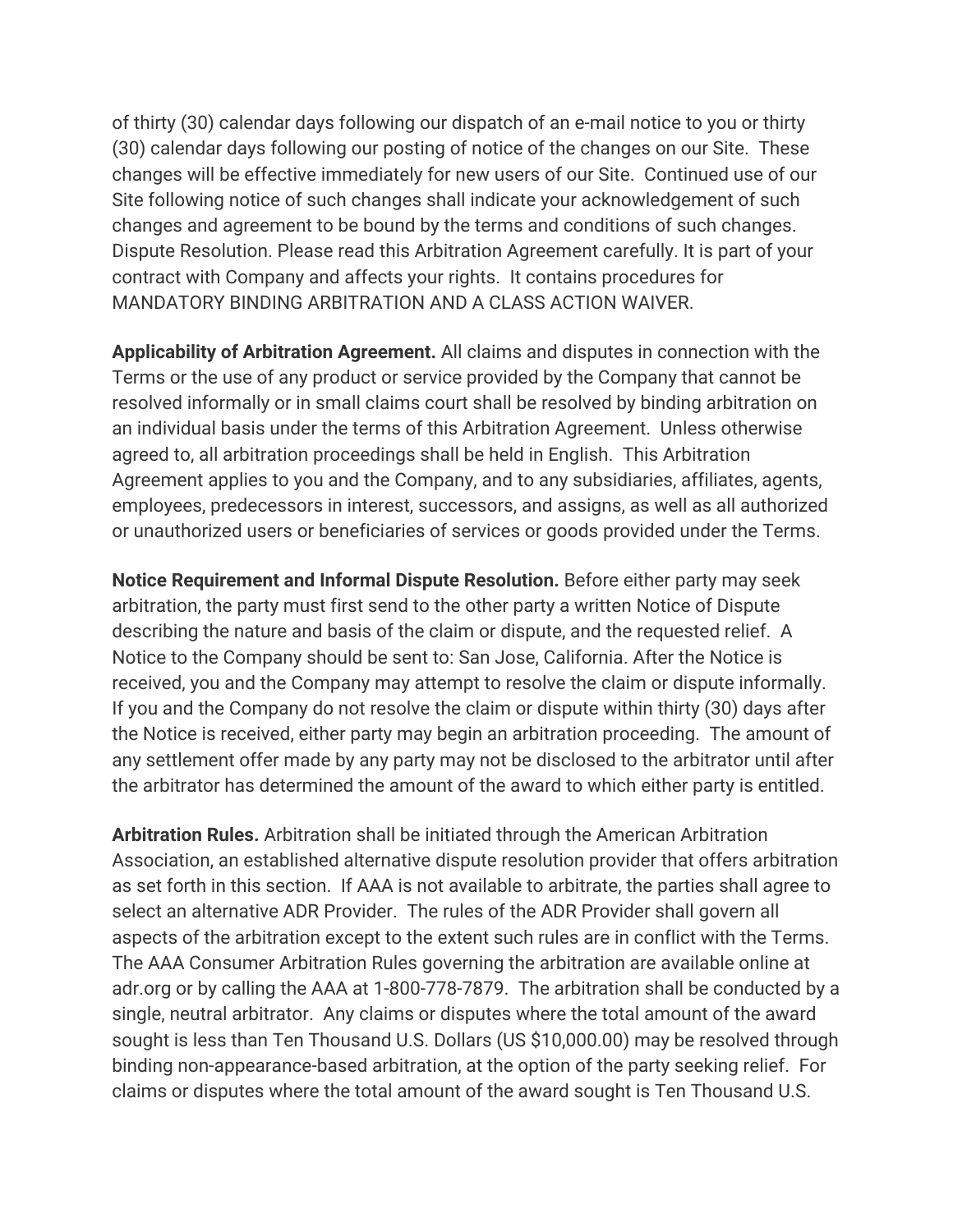of thirty (30) calendar days following our dispatch of an e-mail notice to you or thirty (30) calendar days following our posting of notice of the changes on our Site. These changes will be effective immediately for new users of our Site. Continued use of our Site following notice of such changes shall indicate your acknowledgement of such changes and agreement to be bound by the terms and conditions of such changes. Dispute Resolution. Please read this Arbitration Agreement carefully. It is part of your contract with Company and affects your rights. It contains procedures for MANDATORY BINDING ARBITRATION AND A CLASS ACTION WAIVER.

**Applicability of Arbitration Agreement.** All claims and disputes in connection with the Terms or the use of any product or service provided by the Company that cannot be resolved informally or in small claims court shall be resolved by binding arbitration on an individual basis under the terms of this Arbitration Agreement. Unless otherwise agreed to, all arbitration proceedings shall be held in English. This Arbitration Agreement applies to you and the Company, and to any subsidiaries, affiliates, agents, employees, predecessors in interest, successors, and assigns, as well as all authorized or unauthorized users or beneficiaries of services or goods provided under the Terms.

**Notice Requirement and Informal Dispute Resolution.** Before either party may seek arbitration, the party must first send to the other party a written Notice of Dispute describing the nature and basis of the claim or dispute, and the requested relief. A Notice to the Company should be sent to: San Jose, California. After the Notice is received, you and the Company may attempt to resolve the claim or dispute informally. If you and the Company do not resolve the claim or dispute within thirty (30) days after the Notice is received, either party may begin an arbitration proceeding. The amount of any settlement offer made by any party may not be disclosed to the arbitrator until after the arbitrator has determined the amount of the award to which either party is entitled.

**Arbitration Rules.** Arbitration shall be initiated through the American Arbitration Association, an established alternative dispute resolution provider that offers arbitration as set forth in this section. If AAA is not available to arbitrate, the parties shall agree to select an alternative ADR Provider. The rules of the ADR Provider shall govern all aspects of the arbitration except to the extent such rules are in conflict with the Terms. The AAA Consumer Arbitration Rules governing the arbitration are available online at adr.org or by calling the AAA at 1-800-778-7879. The arbitration shall be conducted by a single, neutral arbitrator. Any claims or disputes where the total amount of the award sought is less than Ten Thousand U.S. Dollars (US $10,000.00) may be resolved through binding non-appearance-based arbitration, at the option of the party seeking relief. For claims or disputes where the total amount of the award sought is Ten Thousand U.S.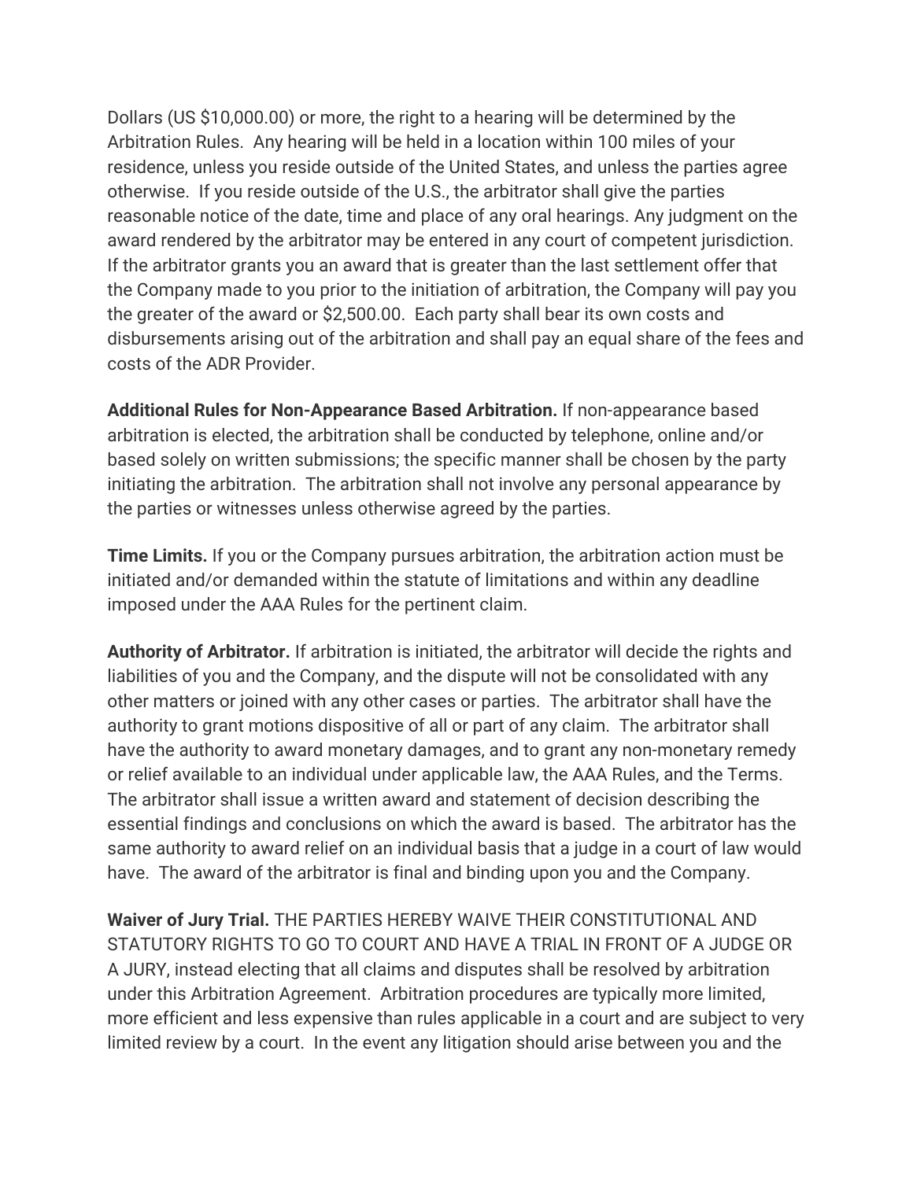Dollars (US $10,000.00) or more, the right to a hearing will be determined by the Arbitration Rules. Any hearing will be held in a location within 100 miles of your residence, unless you reside outside of the United States, and unless the parties agree otherwise. If you reside outside of the U.S., the arbitrator shall give the parties reasonable notice of the date, time and place of any oral hearings. Any judgment on the award rendered by the arbitrator may be entered in any court of competent jurisdiction. If the arbitrator grants you an award that is greater than the last settlement offer that the Company made to you prior to the initiation of arbitration, the Company will pay you the greater of the award or $2,500.00. Each party shall bear its own costs and disbursements arising out of the arbitration and shall pay an equal share of the fees and costs of the ADR Provider.

**Additional Rules for Non-Appearance Based Arbitration.** If non-appearance based arbitration is elected, the arbitration shall be conducted by telephone, online and/or based solely on written submissions; the specific manner shall be chosen by the party initiating the arbitration. The arbitration shall not involve any personal appearance by the parties or witnesses unless otherwise agreed by the parties.

**Time Limits.** If you or the Company pursues arbitration, the arbitration action must be initiated and/or demanded within the statute of limitations and within any deadline imposed under the AAA Rules for the pertinent claim.

**Authority of Arbitrator.** If arbitration is initiated, the arbitrator will decide the rights and liabilities of you and the Company, and the dispute will not be consolidated with any other matters or joined with any other cases or parties. The arbitrator shall have the authority to grant motions dispositive of all or part of any claim. The arbitrator shall have the authority to award monetary damages, and to grant any non-monetary remedy or relief available to an individual under applicable law, the AAA Rules, and the Terms. The arbitrator shall issue a written award and statement of decision describing the essential findings and conclusions on which the award is based. The arbitrator has the same authority to award relief on an individual basis that a judge in a court of law would have. The award of the arbitrator is final and binding upon you and the Company.

**Waiver of Jury Trial.** THE PARTIES HEREBY WAIVE THEIR CONSTITUTIONAL AND STATUTORY RIGHTS TO GO TO COURT AND HAVE A TRIAL IN FRONT OF A JUDGE OR A JURY, instead electing that all claims and disputes shall be resolved by arbitration under this Arbitration Agreement. Arbitration procedures are typically more limited, more efficient and less expensive than rules applicable in a court and are subject to very limited review by a court. In the event any litigation should arise between you and the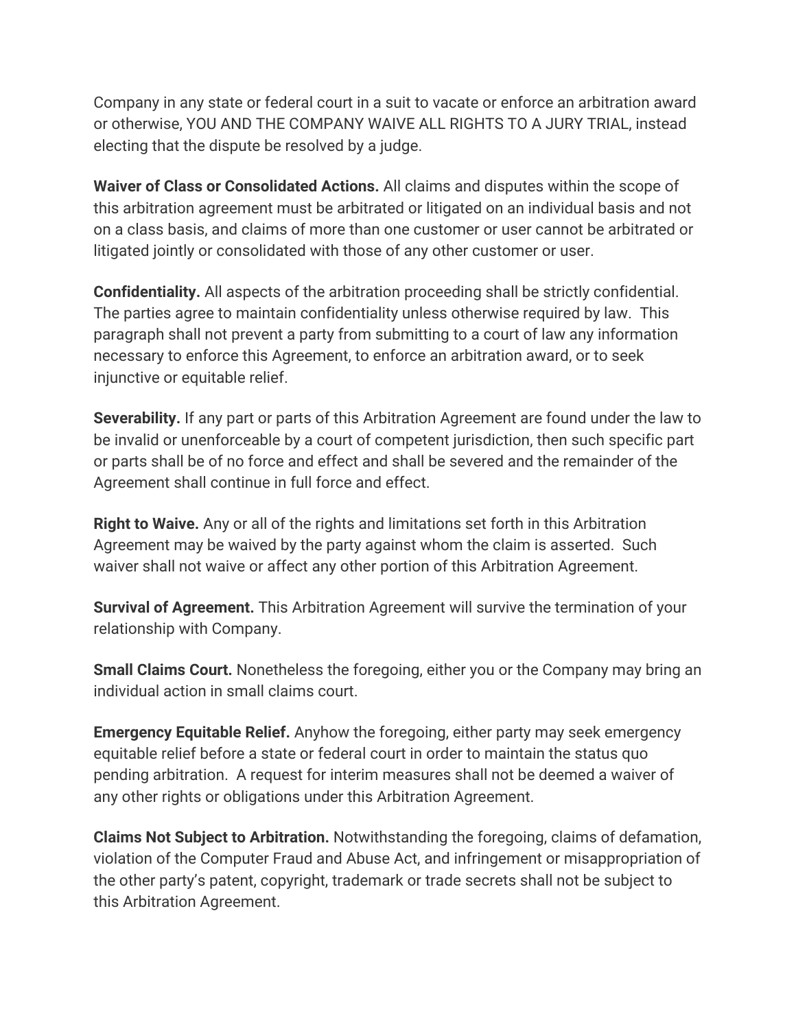Company in any state or federal court in a suit to vacate or enforce an arbitration award or otherwise, YOU AND THE COMPANY WAIVE ALL RIGHTS TO A JURY TRIAL, instead electing that the dispute be resolved by a judge.

**Waiver of Class or Consolidated Actions.** All claims and disputes within the scope of this arbitration agreement must be arbitrated or litigated on an individual basis and not on a class basis, and claims of more than one customer or user cannot be arbitrated or litigated jointly or consolidated with those of any other customer or user.

**Confidentiality.** All aspects of the arbitration proceeding shall be strictly confidential. The parties agree to maintain confidentiality unless otherwise required by law. This paragraph shall not prevent a party from submitting to a court of law any information necessary to enforce this Agreement, to enforce an arbitration award, or to seek injunctive or equitable relief.

**Severability.** If any part or parts of this Arbitration Agreement are found under the law to be invalid or unenforceable by a court of competent jurisdiction, then such specific part or parts shall be of no force and effect and shall be severed and the remainder of the Agreement shall continue in full force and effect.

**Right to Waive.** Any or all of the rights and limitations set forth in this Arbitration Agreement may be waived by the party against whom the claim is asserted. Such waiver shall not waive or affect any other portion of this Arbitration Agreement.

**Survival of Agreement.** This Arbitration Agreement will survive the termination of your relationship with Company.

**Small Claims Court.** Nonetheless the foregoing, either you or the Company may bring an individual action in small claims court.

**Emergency Equitable Relief.** Anyhow the foregoing, either party may seek emergency equitable relief before a state or federal court in order to maintain the status quo pending arbitration. A request for interim measures shall not be deemed a waiver of any other rights or obligations under this Arbitration Agreement.

**Claims Not Subject to Arbitration.** Notwithstanding the foregoing, claims of defamation, violation of the Computer Fraud and Abuse Act, and infringement or misappropriation of the other party's patent, copyright, trademark or trade secrets shall not be subject to this Arbitration Agreement.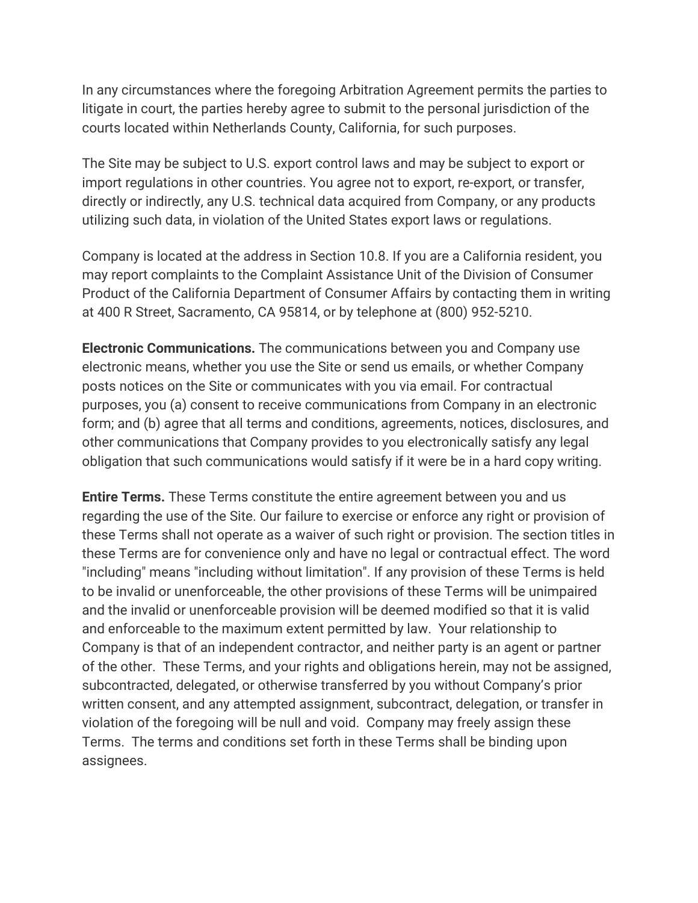In any circumstances where the foregoing Arbitration Agreement permits the parties to litigate in court, the parties hereby agree to submit to the personal jurisdiction of the courts located within Netherlands County, California, for such purposes.

The Site may be subject to U.S. export control laws and may be subject to export or import regulations in other countries. You agree not to export, re-export, or transfer, directly or indirectly, any U.S. technical data acquired from Company, or any products utilizing such data, in violation of the United States export laws or regulations.

Company is located at the address in Section 10.8. If you are a California resident, you may report complaints to the Complaint Assistance Unit of the Division of Consumer Product of the California Department of Consumer Affairs by contacting them in writing at 400 R Street, Sacramento, CA 95814, or by telephone at (800) 952-5210.

**Electronic Communications.** The communications between you and Company use electronic means, whether you use the Site or send us emails, or whether Company posts notices on the Site or communicates with you via email. For contractual purposes, you (a) consent to receive communications from Company in an electronic form; and (b) agree that all terms and conditions, agreements, notices, disclosures, and other communications that Company provides to you electronically satisfy any legal obligation that such communications would satisfy if it were be in a hard copy writing.

**Entire Terms.** These Terms constitute the entire agreement between you and us regarding the use of the Site. Our failure to exercise or enforce any right or provision of these Terms shall not operate as a waiver of such right or provision. The section titles in these Terms are for convenience only and have no legal or contractual effect. The word "including" means "including without limitation". If any provision of these Terms is held to be invalid or unenforceable, the other provisions of these Terms will be unimpaired and the invalid or unenforceable provision will be deemed modified so that it is valid and enforceable to the maximum extent permitted by law. Your relationship to Company is that of an independent contractor, and neither party is an agent or partner of the other. These Terms, and your rights and obligations herein, may not be assigned, subcontracted, delegated, or otherwise transferred by you without Company's prior written consent, and any attempted assignment, subcontract, delegation, or transfer in violation of the foregoing will be null and void. Company may freely assign these Terms. The terms and conditions set forth in these Terms shall be binding upon assignees.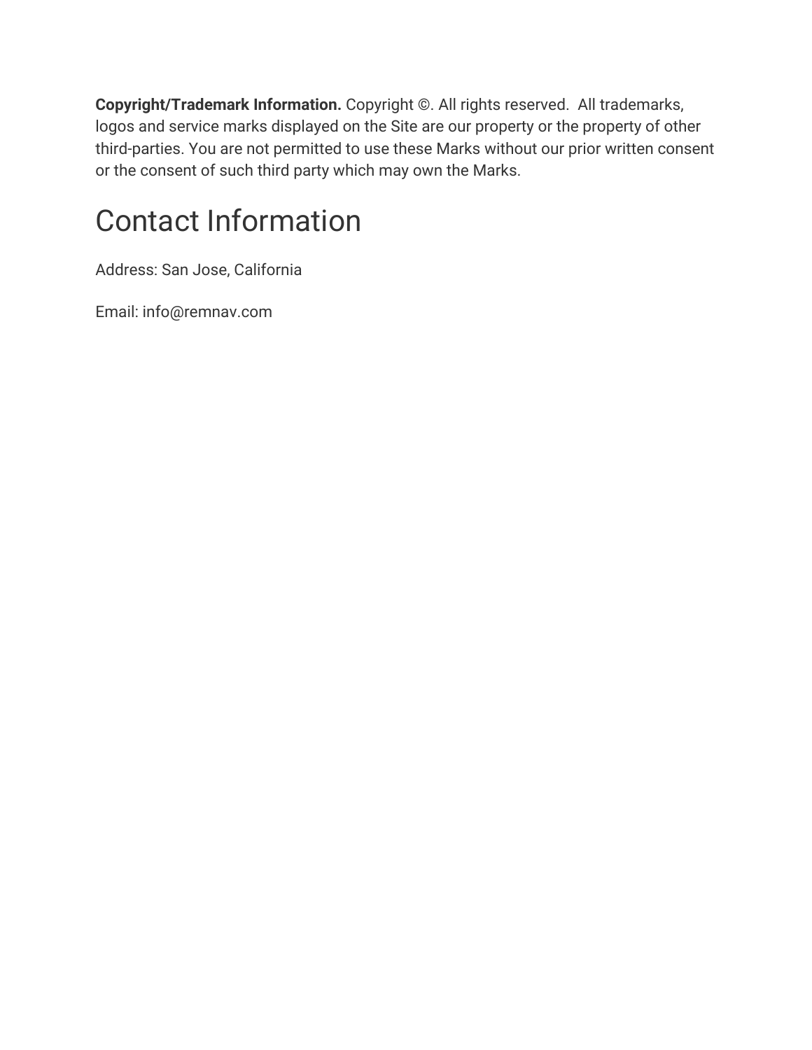**Copyright/Trademark Information.** Copyright ©. All rights reserved.  All trademarks, logos and service marks displayed on the Site are our property or the property of other third-parties. You are not permitted to use these Marks without our prior written consent or the consent of such third party which may own the Marks.

# Contact Information

Address: San Jose, California

Email: info@remnav.com